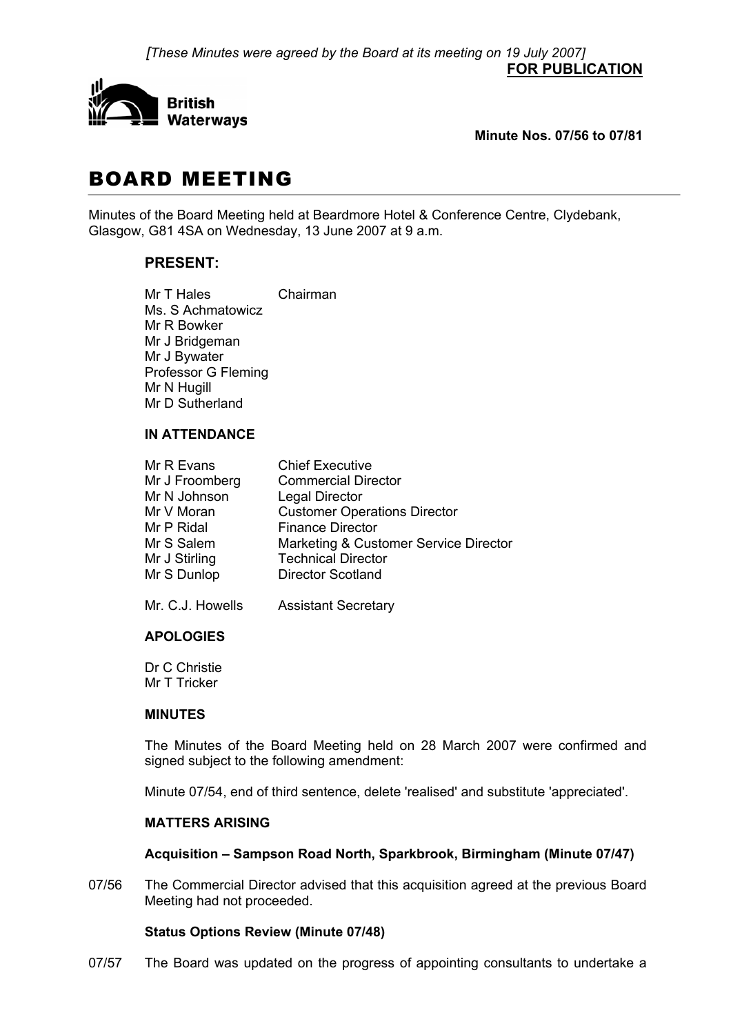*[These Minutes were agreed by the Board at its meeting on 19 July 2007]*

**FOR PUBLICATION**

British Waterways

**Minute Nos. 07/56 to 07/81**

# BOARD MEETING

Minutes of the Board Meeting held at Beardmore Hotel & Conference Centre, Clydebank, Glasgow, G81 4SA on Wednesday, 13 June 2007 at 9 a.m.

## PRESENT:

| | |
|---|---|
| Mr T Hales | Chairman |
| Ms. S Achmatowicz | |
| Mr R Bowker | |
| Mr J Bridgeman | |
| Mr J Bywater | |
| Professor G Fleming | |
| Mr N Hugill | |
| Mr D Sutherland | |

### IN ATTENDANCE

| | |
|---|---|
| Mr R Evans | Chief Executive |
| Mr J Froomberg | Commercial Director |
| Mr N Johnson | Legal Director |
| Mr V Moran | Customer Operations Director |
| Mr P Ridal | Finance Director |
| Mr S Salem | Marketing & Customer Service Director |
| Mr J Stirling | Technical Director |
| Mr S Dunlop | Director Scotland |
| Mr. C.J. Howells | Assistant Secretary |

### APOLOGIES

Dr C Christie
Mr T Tricker

### MINUTES

The Minutes of the Board Meeting held on 28 March 2007 were confirmed and signed subject to the following amendment:

Minute 07/54, end of third sentence, delete 'realised' and substitute 'appreciated'.

### MATTERS ARISING

**Acquisition – Sampson Road North, Sparkbrook, Birmingham (Minute 07/47)**

07/56 The Commercial Director advised that this acquisition agreed at the previous Board Meeting had not proceeded.

**Status Options Review (Minute 07/48)**

07/57 The Board was updated on the progress of appointing consultants to undertake a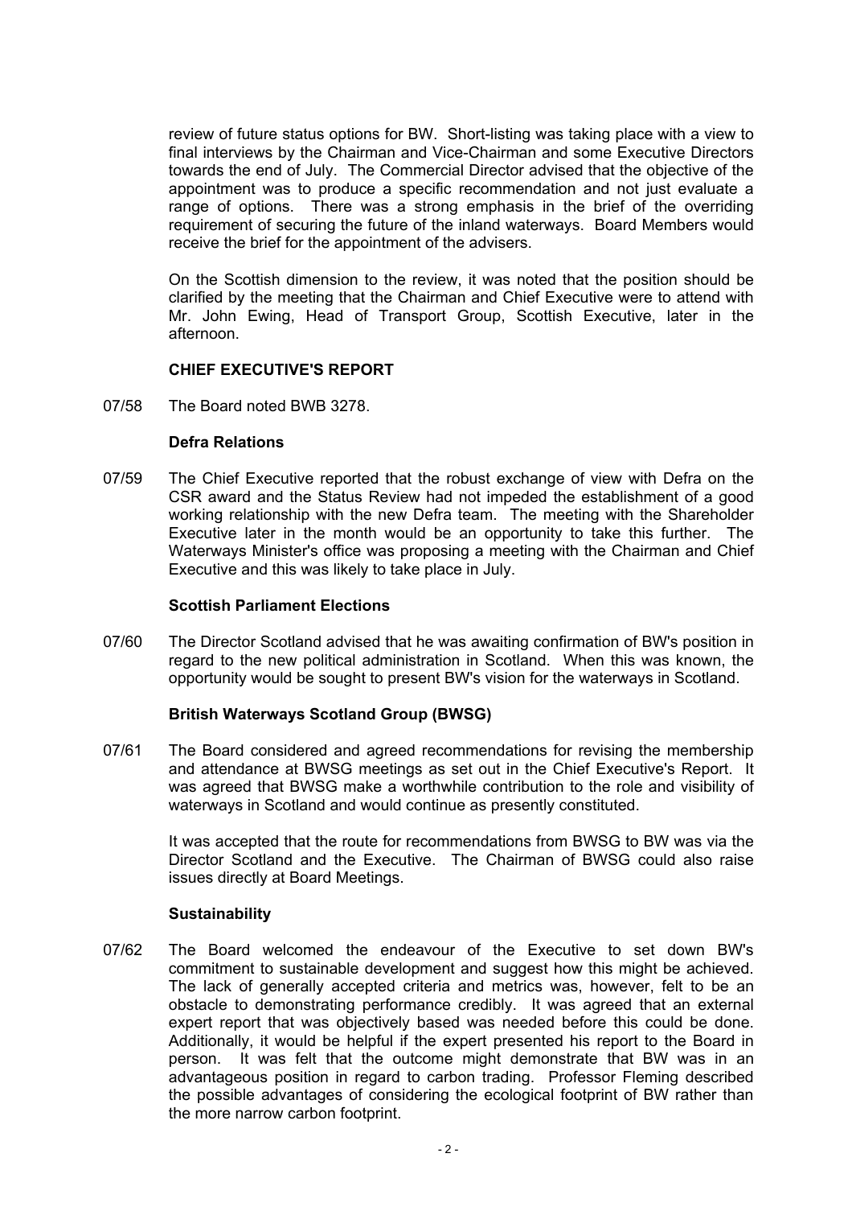review of future status options for BW. Short-listing was taking place with a view to final interviews by the Chairman and Vice-Chairman and some Executive Directors towards the end of July. The Commercial Director advised that the objective of the appointment was to produce a specific recommendation and not just evaluate a range of options. There was a strong emphasis in the brief of the overriding requirement of securing the future of the inland waterways. Board Members would receive the brief for the appointment of the advisers.

On the Scottish dimension to the review, it was noted that the position should be clarified by the meeting that the Chairman and Chief Executive were to attend with Mr. John Ewing, Head of Transport Group, Scottish Executive, later in the afternoon.

**CHIEF EXECUTIVE'S REPORT**

07/58 The Board noted BWB 3278.

**Defra Relations**

07/59 The Chief Executive reported that the robust exchange of view with Defra on the CSR award and the Status Review had not impeded the establishment of a good working relationship with the new Defra team. The meeting with the Shareholder Executive later in the month would be an opportunity to take this further. The Waterways Minister's office was proposing a meeting with the Chairman and Chief Executive and this was likely to take place in July.

**Scottish Parliament Elections**

07/60 The Director Scotland advised that he was awaiting confirmation of BW's position in regard to the new political administration in Scotland. When this was known, the opportunity would be sought to present BW's vision for the waterways in Scotland.

**British Waterways Scotland Group (BWSG)**

07/61 The Board considered and agreed recommendations for revising the membership and attendance at BWSG meetings as set out in the Chief Executive's Report. It was agreed that BWSG make a worthwhile contribution to the role and visibility of waterways in Scotland and would continue as presently constituted.

It was accepted that the route for recommendations from BWSG to BW was via the Director Scotland and the Executive. The Chairman of BWSG could also raise issues directly at Board Meetings.

**Sustainability**

07/62 The Board welcomed the endeavour of the Executive to set down BW's commitment to sustainable development and suggest how this might be achieved. The lack of generally accepted criteria and metrics was, however, felt to be an obstacle to demonstrating performance credibly. It was agreed that an external expert report that was objectively based was needed before this could be done. Additionally, it would be helpful if the expert presented his report to the Board in person. It was felt that the outcome might demonstrate that BW was in an advantageous position in regard to carbon trading. Professor Fleming described the possible advantages of considering the ecological footprint of BW rather than the more narrow carbon footprint.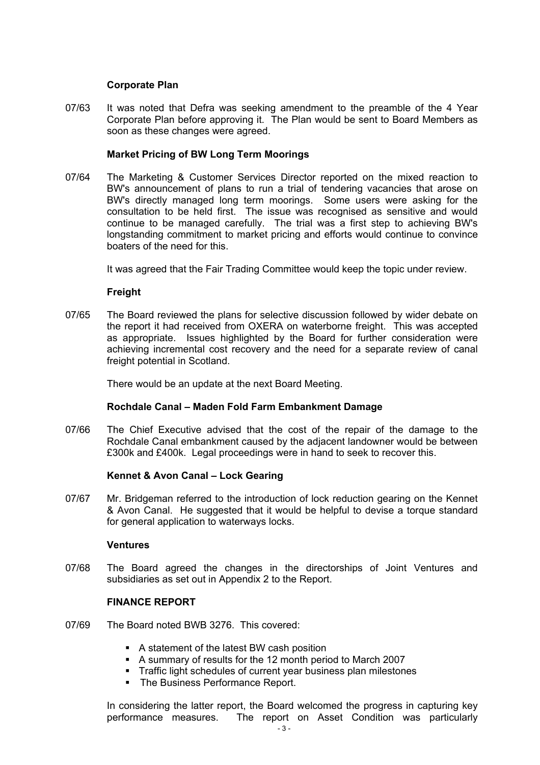**Corporate Plan**

07/63 It was noted that Defra was seeking amendment to the preamble of the 4 Year Corporate Plan before approving it. The Plan would be sent to Board Members as soon as these changes were agreed.

**Market Pricing of BW Long Term Moorings**

07/64 The Marketing & Customer Services Director reported on the mixed reaction to BW's announcement of plans to run a trial of tendering vacancies that arose on BW's directly managed long term moorings. Some users were asking for the consultation to be held first. The issue was recognised as sensitive and would continue to be managed carefully. The trial was a first step to achieving BW's longstanding commitment to market pricing and efforts would continue to convince boaters of the need for this.

It was agreed that the Fair Trading Committee would keep the topic under review.

**Freight**

07/65 The Board reviewed the plans for selective discussion followed by wider debate on the report it had received from OXERA on waterborne freight. This was accepted as appropriate. Issues highlighted by the Board for further consideration were achieving incremental cost recovery and the need for a separate review of canal freight potential in Scotland.

There would be an update at the next Board Meeting.

**Rochdale Canal – Maden Fold Farm Embankment Damage**

07/66 The Chief Executive advised that the cost of the repair of the damage to the Rochdale Canal embankment caused by the adjacent landowner would be between £300k and £400k. Legal proceedings were in hand to seek to recover this.

**Kennet & Avon Canal – Lock Gearing**

07/67 Mr. Bridgeman referred to the introduction of lock reduction gearing on the Kennet & Avon Canal. He suggested that it would be helpful to devise a torque standard for general application to waterways locks.

**Ventures**

07/68 The Board agreed the changes in the directorships of Joint Ventures and subsidiaries as set out in Appendix 2 to the Report.

**FINANCE REPORT**

07/69 The Board noted BWB 3276. This covered:

- A statement of the latest BW cash position
- A summary of results for the 12 month period to March 2007
- Traffic light schedules of current year business plan milestones
- The Business Performance Report.

In considering the latter report, the Board welcomed the progress in capturing key performance measures. The report on Asset Condition was particularly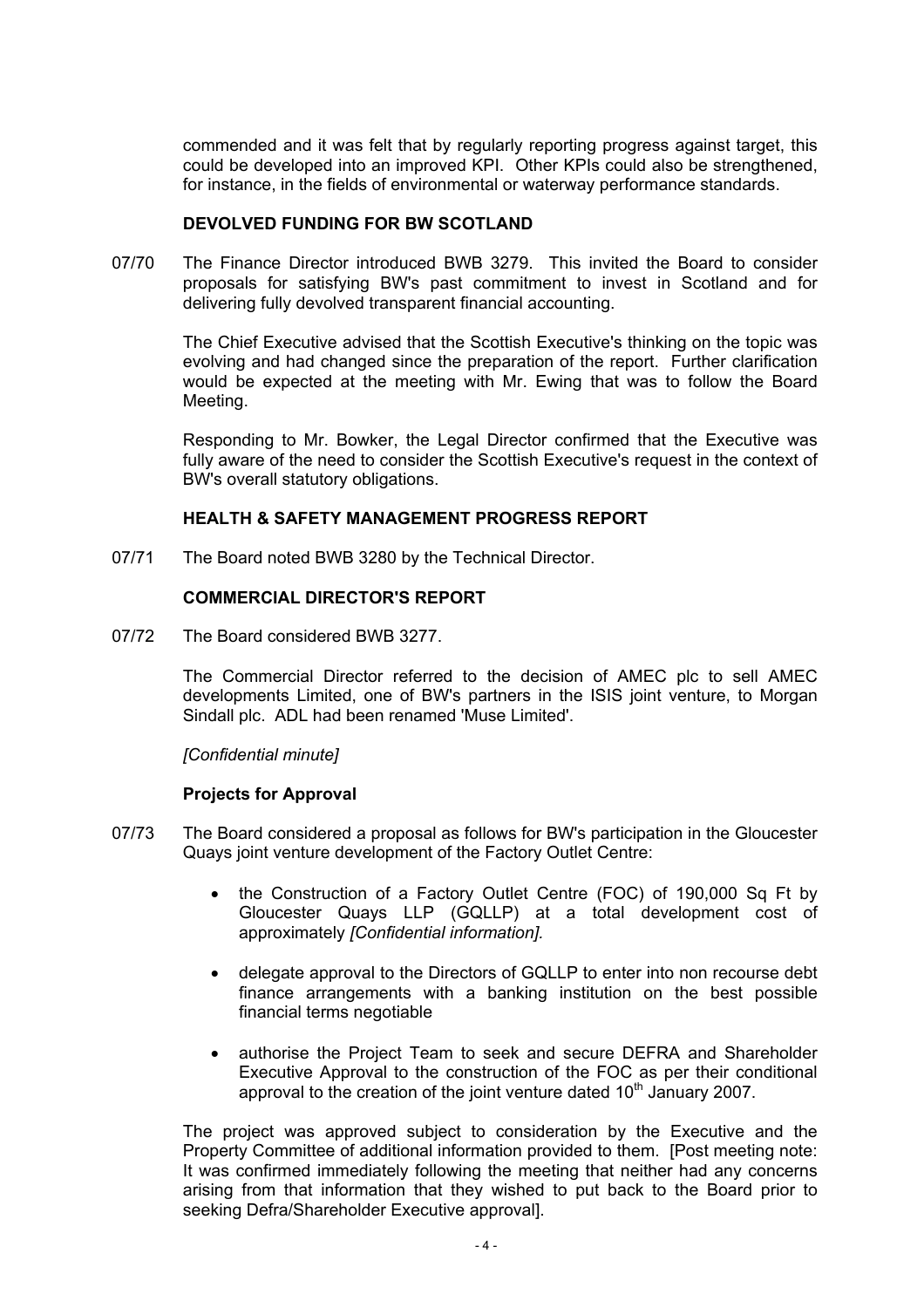commended and it was felt that by regularly reporting progress against target, this could be developed into an improved KPI. Other KPIs could also be strengthened, for instance, in the fields of environmental or waterway performance standards.

**DEVOLVED FUNDING FOR BW SCOTLAND**

07/70 The Finance Director introduced BWB 3279. This invited the Board to consider proposals for satisfying BW's past commitment to invest in Scotland and for delivering fully devolved transparent financial accounting.

The Chief Executive advised that the Scottish Executive's thinking on the topic was evolving and had changed since the preparation of the report. Further clarification would be expected at the meeting with Mr. Ewing that was to follow the Board Meeting.

Responding to Mr. Bowker, the Legal Director confirmed that the Executive was fully aware of the need to consider the Scottish Executive's request in the context of BW's overall statutory obligations.

**HEALTH & SAFETY MANAGEMENT PROGRESS REPORT**

07/71 The Board noted BWB 3280 by the Technical Director.

**COMMERCIAL DIRECTOR'S REPORT**

07/72 The Board considered BWB 3277.

The Commercial Director referred to the decision of AMEC plc to sell AMEC developments Limited, one of BW's partners in the ISIS joint venture, to Morgan Sindall plc. ADL had been renamed 'Muse Limited'.

*[Confidential minute]*

**Projects for Approval**

07/73 The Board considered a proposal as follows for BW's participation in the Gloucester Quays joint venture development of the Factory Outlet Centre:

- the Construction of a Factory Outlet Centre (FOC) of 190,000 Sq Ft by Gloucester Quays LLP (GQLLP) at a total development cost of approximately *[Confidential information].*
- delegate approval to the Directors of GQLLP to enter into non recourse debt finance arrangements with a banking institution on the best possible financial terms negotiable
- authorise the Project Team to seek and secure DEFRA and Shareholder Executive Approval to the construction of the FOC as per their conditional approval to the creation of the joint venture dated 10th January 2007.

The project was approved subject to consideration by the Executive and the Property Committee of additional information provided to them. [Post meeting note: It was confirmed immediately following the meeting that neither had any concerns arising from that information that they wished to put back to the Board prior to seeking Defra/Shareholder Executive approval].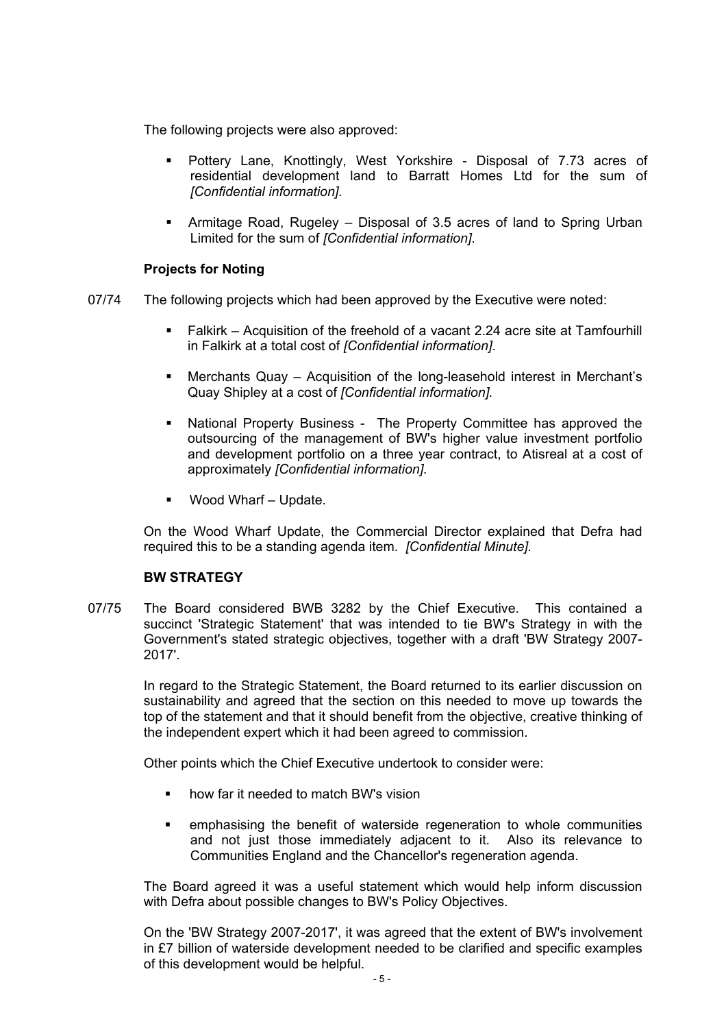The following projects were also approved:

- Pottery Lane, Knottingly, West Yorkshire - Disposal of 7.73 acres of residential development land to Barratt Homes Ltd for the sum of *[Confidential information].*

- Armitage Road, Rugeley – Disposal of 3.5 acres of land to Spring Urban Limited for the sum of *[Confidential information]*.

**Projects for Noting**

07/74 The following projects which had been approved by the Executive were noted:

- Falkirk – Acquisition of the freehold of a vacant 2.24 acre site at Tamfourhill in Falkirk at a total cost of *[Confidential information]*.

- Merchants Quay – Acquisition of the long-leasehold interest in Merchant's Quay Shipley at a cost of *[Confidential information].*

- National Property Business - The Property Committee has approved the outsourcing of the management of BW's higher value investment portfolio and development portfolio on a three year contract, to Atisreal at a cost of approximately *[Confidential information].*

- Wood Wharf – Update.

On the Wood Wharf Update, the Commercial Director explained that Defra had required this to be a standing agenda item. *[Confidential Minute].*

**BW STRATEGY**

07/75 The Board considered BWB 3282 by the Chief Executive. This contained a succinct 'Strategic Statement' that was intended to tie BW's Strategy in with the Government's stated strategic objectives, together with a draft 'BW Strategy 2007-2017'.

In regard to the Strategic Statement, the Board returned to its earlier discussion on sustainability and agreed that the section on this needed to move up towards the top of the statement and that it should benefit from the objective, creative thinking of the independent expert which it had been agreed to commission.

Other points which the Chief Executive undertook to consider were:

- how far it needed to match BW's vision

- emphasising the benefit of waterside regeneration to whole communities and not just those immediately adjacent to it. Also its relevance to Communities England and the Chancellor's regeneration agenda.

The Board agreed it was a useful statement which would help inform discussion with Defra about possible changes to BW's Policy Objectives.

On the 'BW Strategy 2007-2017', it was agreed that the extent of BW's involvement in £7 billion of waterside development needed to be clarified and specific examples of this development would be helpful.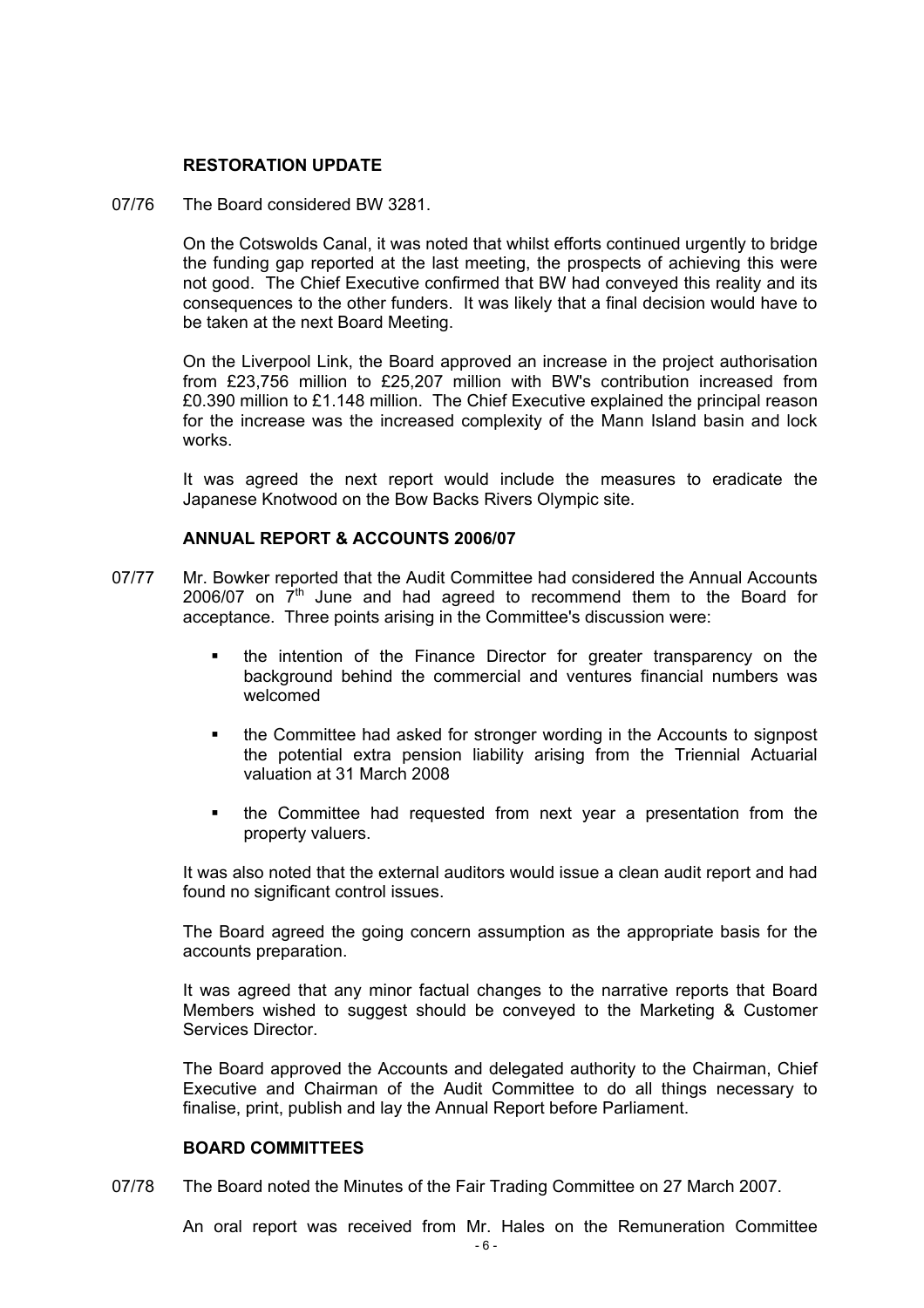## RESTORATION UPDATE

07/76 The Board considered BW 3281.

On the Cotswolds Canal, it was noted that whilst efforts continued urgently to bridge the funding gap reported at the last meeting, the prospects of achieving this were not good. The Chief Executive confirmed that BW had conveyed this reality and its consequences to the other funders. It was likely that a final decision would have to be taken at the next Board Meeting.

On the Liverpool Link, the Board approved an increase in the project authorisation from £23,756 million to £25,207 million with BW's contribution increased from £0.390 million to £1.148 million. The Chief Executive explained the principal reason for the increase was the increased complexity of the Mann Island basin and lock works.

It was agreed the next report would include the measures to eradicate the Japanese Knotwood on the Bow Backs Rivers Olympic site.

## ANNUAL REPORT & ACCOUNTS 2006/07

07/77 Mr. Bowker reported that the Audit Committee had considered the Annual Accounts 2006/07 on 7th June and had agreed to recommend them to the Board for acceptance. Three points arising in the Committee's discussion were:

- the intention of the Finance Director for greater transparency on the background behind the commercial and ventures financial numbers was welcomed
- the Committee had asked for stronger wording in the Accounts to signpost the potential extra pension liability arising from the Triennial Actuarial valuation at 31 March 2008
- the Committee had requested from next year a presentation from the property valuers.

It was also noted that the external auditors would issue a clean audit report and had found no significant control issues.

The Board agreed the going concern assumption as the appropriate basis for the accounts preparation.

It was agreed that any minor factual changes to the narrative reports that Board Members wished to suggest should be conveyed to the Marketing & Customer Services Director.

The Board approved the Accounts and delegated authority to the Chairman, Chief Executive and Chairman of the Audit Committee to do all things necessary to finalise, print, publish and lay the Annual Report before Parliament.

## BOARD COMMITTEES

07/78 The Board noted the Minutes of the Fair Trading Committee on 27 March 2007.

An oral report was received from Mr. Hales on the Remuneration Committee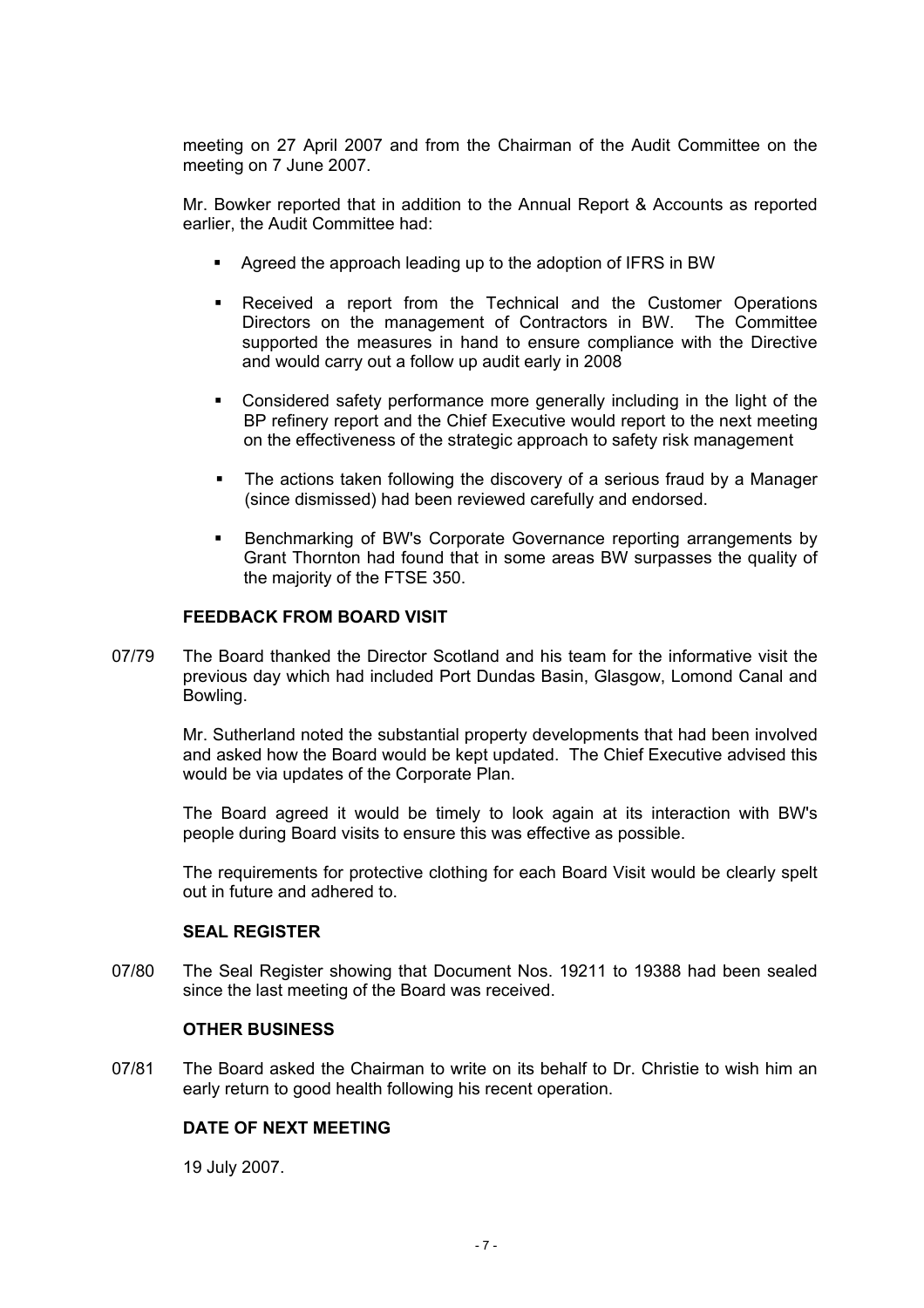meeting on 27 April 2007 and from the Chairman of the Audit Committee on the meeting on 7 June 2007.

Mr. Bowker reported that in addition to the Annual Report & Accounts as reported earlier, the Audit Committee had:

- Agreed the approach leading up to the adoption of IFRS in BW
- Received a report from the Technical and the Customer Operations Directors on the management of Contractors in BW. The Committee supported the measures in hand to ensure compliance with the Directive and would carry out a follow up audit early in 2008
- Considered safety performance more generally including in the light of the BP refinery report and the Chief Executive would report to the next meeting on the effectiveness of the strategic approach to safety risk management
- The actions taken following the discovery of a serious fraud by a Manager (since dismissed) had been reviewed carefully and endorsed.
- Benchmarking of BW's Corporate Governance reporting arrangements by Grant Thornton had found that in some areas BW surpasses the quality of the majority of the FTSE 350.

**FEEDBACK FROM BOARD VISIT**

07/79 The Board thanked the Director Scotland and his team for the informative visit the previous day which had included Port Dundas Basin, Glasgow, Lomond Canal and Bowling.

Mr. Sutherland noted the substantial property developments that had been involved and asked how the Board would be kept updated. The Chief Executive advised this would be via updates of the Corporate Plan.

The Board agreed it would be timely to look again at its interaction with BW's people during Board visits to ensure this was effective as possible.

The requirements for protective clothing for each Board Visit would be clearly spelt out in future and adhered to.

**SEAL REGISTER**

07/80 The Seal Register showing that Document Nos. 19211 to 19388 had been sealed since the last meeting of the Board was received.

**OTHER BUSINESS**

07/81 The Board asked the Chairman to write on its behalf to Dr. Christie to wish him an early return to good health following his recent operation.

**DATE OF NEXT MEETING**

19 July 2007.